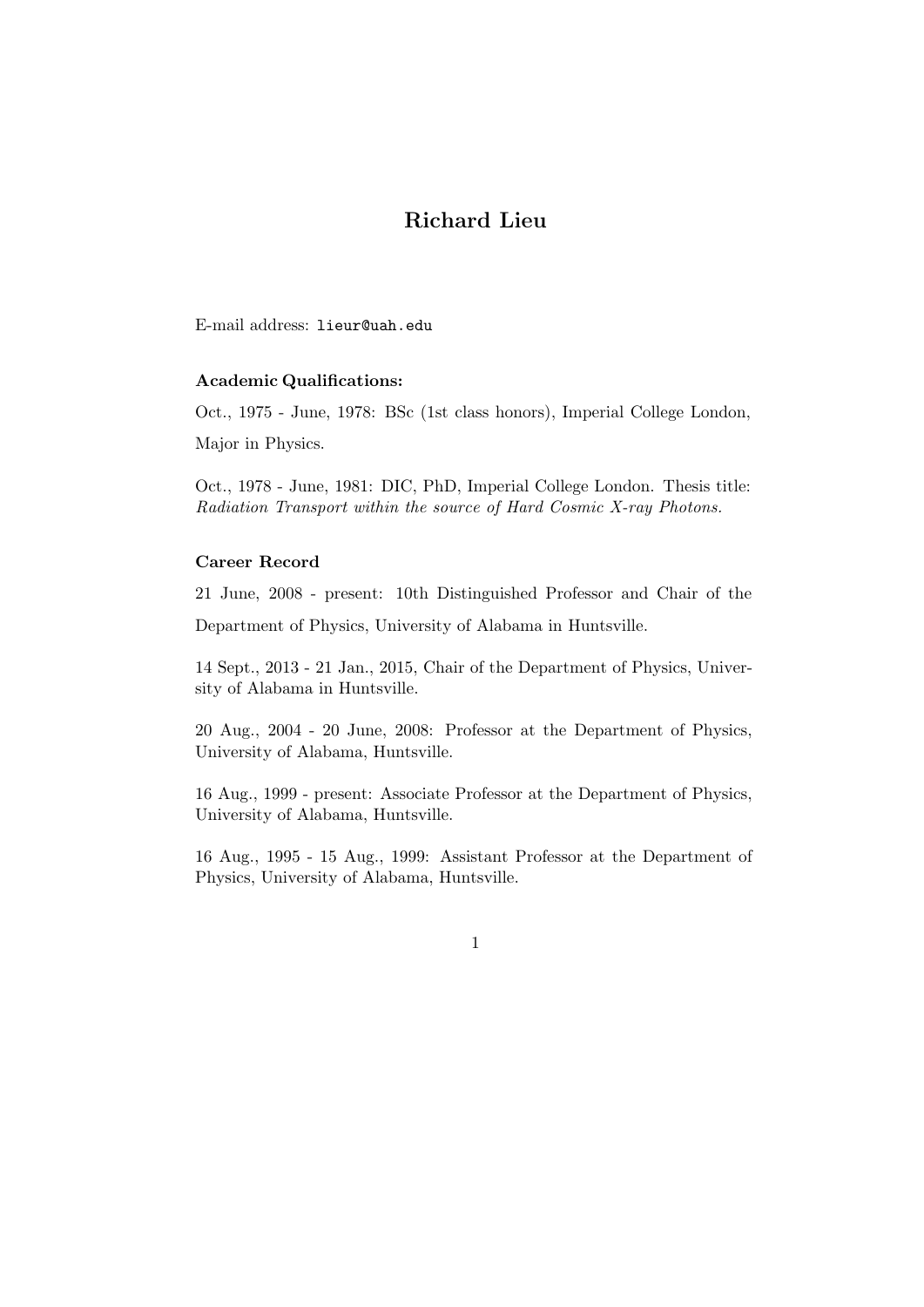# Richard Lieu

E-mail address: `lieur@uah.edu`

**Academic Qualifications:**

Oct., 1975 - June, 1978: BSc (1st class honors), Imperial College London, Major in Physics.

Oct., 1978 - June, 1981: DIC, PhD, Imperial College London. Thesis title: *Radiation Transport within the source of Hard Cosmic X-ray Photons.*

**Career Record**

21 June, 2008 - present: 10th Distinguished Professor and Chair of the Department of Physics, University of Alabama in Huntsville.

14 Sept., 2013 - 21 Jan., 2015, Chair of the Department of Physics, University of Alabama in Huntsville.

20 Aug., 2004 - 20 June, 2008: Professor at the Department of Physics, University of Alabama, Huntsville.

16 Aug., 1999 - present: Associate Professor at the Department of Physics, University of Alabama, Huntsville.

16 Aug., 1995 - 15 Aug., 1999: Assistant Professor at the Department of Physics, University of Alabama, Huntsville.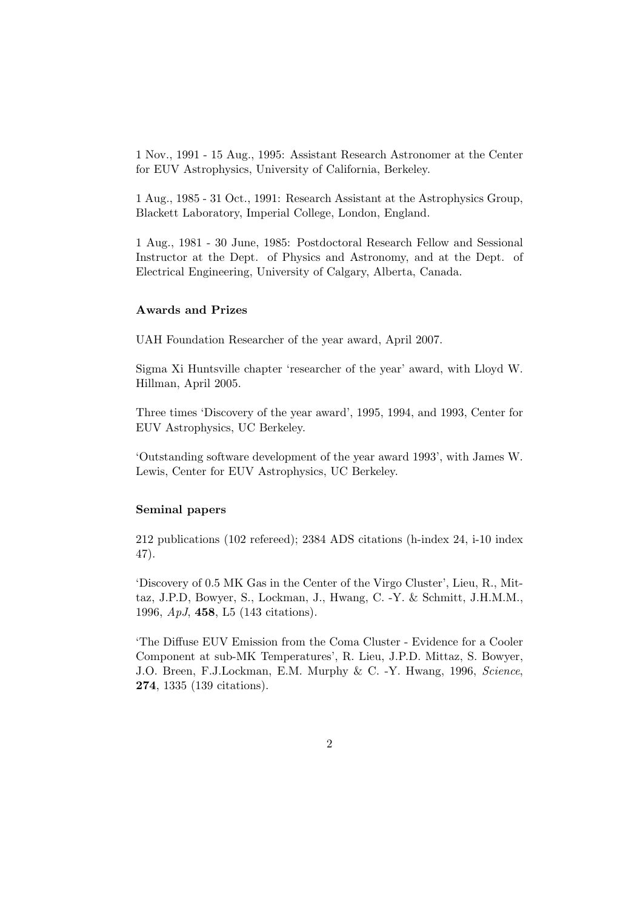1 Nov., 1991 - 15 Aug., 1995: Assistant Research Astronomer at the Center for EUV Astrophysics, University of California, Berkeley.

1 Aug., 1985 - 31 Oct., 1991: Research Assistant at the Astrophysics Group, Blackett Laboratory, Imperial College, London, England.

1 Aug., 1981 - 30 June, 1985: Postdoctoral Research Fellow and Sessional Instructor at the Dept. of Physics and Astronomy, and at the Dept. of Electrical Engineering, University of Calgary, Alberta, Canada.

### Awards and Prizes

UAH Foundation Researcher of the year award, April 2007.

Sigma Xi Huntsville chapter 'researcher of the year' award, with Lloyd W. Hillman, April 2005.

Three times 'Discovery of the year award', 1995, 1994, and 1993, Center for EUV Astrophysics, UC Berkeley.

'Outstanding software development of the year award 1993', with James W. Lewis, Center for EUV Astrophysics, UC Berkeley.

### Seminal papers

212 publications (102 refereed); 2384 ADS citations (h-index 24, i-10 index 47).

'Discovery of 0.5 MK Gas in the Center of the Virgo Cluster', Lieu, R., Mittaz, J.P.D, Bowyer, S., Lockman, J., Hwang, C. -Y. & Schmitt, J.H.M.M., 1996, *ApJ*, **458**, L5 (143 citations).

'The Diffuse EUV Emission from the Coma Cluster - Evidence for a Cooler Component at sub-MK Temperatures', R. Lieu, J.P.D. Mittaz, S. Bowyer, J.O. Breen, F.J.Lockman, E.M. Murphy & C. -Y. Hwang, 1996, *Science*, **274**, 1335 (139 citations).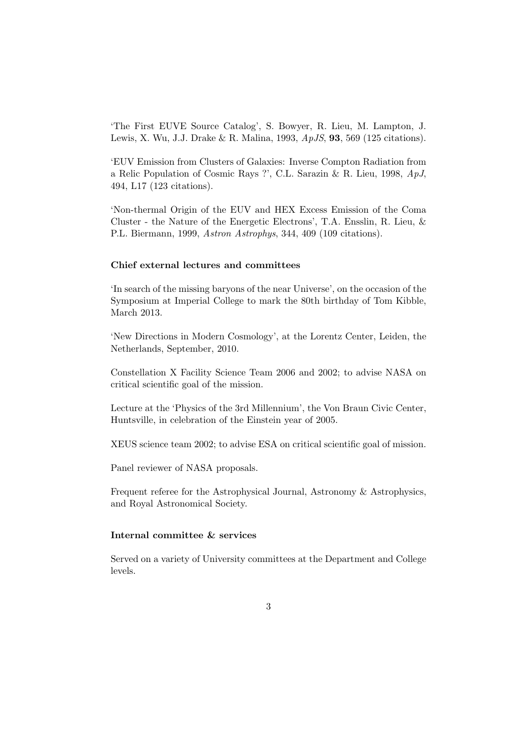'The First EUVE Source Catalog', S. Bowyer, R. Lieu, M. Lampton, J. Lewis, X. Wu, J.J. Drake & R. Malina, 1993, *ApJS*, **93**, 569 (125 citations).

'EUV Emission from Clusters of Galaxies: Inverse Compton Radiation from a Relic Population of Cosmic Rays ?', C.L. Sarazin & R. Lieu, 1998, *ApJ*, 494, L17 (123 citations).

'Non-thermal Origin of the EUV and HEX Excess Emission of the Coma Cluster - the Nature of the Energetic Electrons', T.A. Ensslin, R. Lieu, & P.L. Biermann, 1999, *Astron Astrophys*, 344, 409 (109 citations).

### Chief external lectures and committees

'In search of the missing baryons of the near Universe', on the occasion of the Symposium at Imperial College to mark the 80th birthday of Tom Kibble, March 2013.

'New Directions in Modern Cosmology', at the Lorentz Center, Leiden, the Netherlands, September, 2010.

Constellation X Facility Science Team 2006 and 2002; to advise NASA on critical scientific goal of the mission.

Lecture at the 'Physics of the 3rd Millennium', the Von Braun Civic Center, Huntsville, in celebration of the Einstein year of 2005.

XEUS science team 2002; to advise ESA on critical scientific goal of mission.

Panel reviewer of NASA proposals.

Frequent referee for the Astrophysical Journal, Astronomy & Astrophysics, and Royal Astronomical Society.

### Internal committee & services

Served on a variety of University committees at the Department and College levels.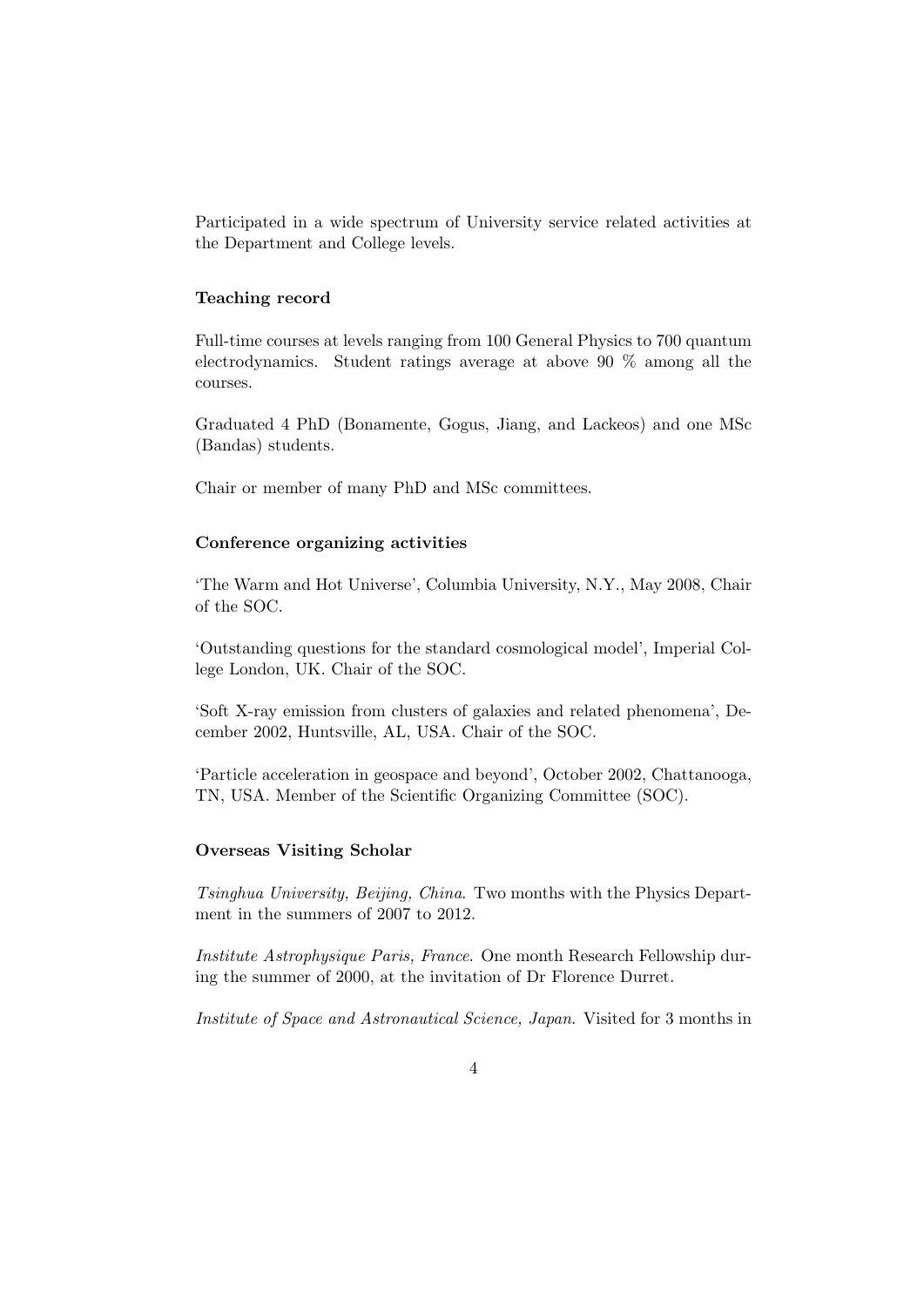Participated in a wide spectrum of University service related activities at the Department and College levels.

### Teaching record

Full-time courses at levels ranging from 100 General Physics to 700 quantum electrodynamics. Student ratings average at above 90 % among all the courses.

Graduated 4 PhD (Bonamente, Gogus, Jiang, and Lackeos) and one MSc (Bandas) students.

Chair or member of many PhD and MSc committees.

### Conference organizing activities

'The Warm and Hot Universe', Columbia University, N.Y., May 2008, Chair of the SOC.

'Outstanding questions for the standard cosmological model', Imperial College London, UK. Chair of the SOC.

'Soft X-ray emission from clusters of galaxies and related phenomena', December 2002, Huntsville, AL, USA. Chair of the SOC.

'Particle acceleration in geospace and beyond', October 2002, Chattanooga, TN, USA. Member of the Scientific Organizing Committee (SOC).

### Overseas Visiting Scholar

*Tsinghua University, Beijing, China.* Two months with the Physics Department in the summers of 2007 to 2012.

*Institute Astrophysique Paris, France.* One month Research Fellowship during the summer of 2000, at the invitation of Dr Florence Durret.

*Institute of Space and Astronautical Science, Japan.* Visited for 3 months in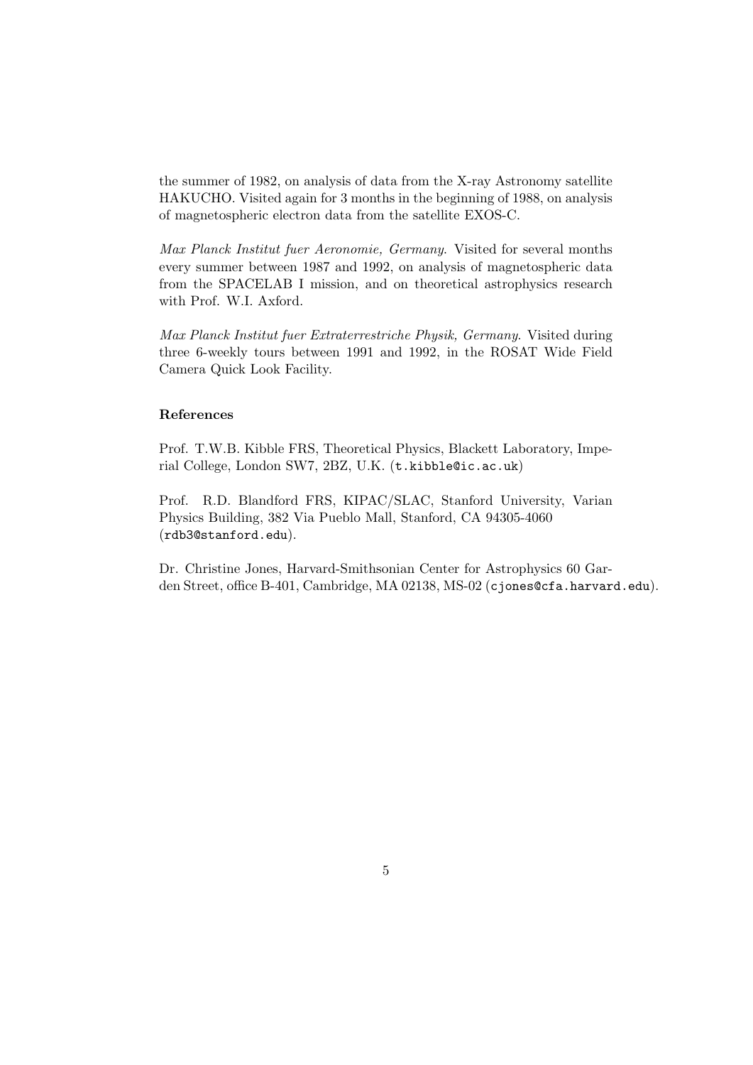the summer of 1982, on analysis of data from the X-ray Astronomy satellite HAKUCHO. Visited again for 3 months in the beginning of 1988, on analysis of magnetospheric electron data from the satellite EXOS-C.

*Max Planck Institut fuer Aeronomie, Germany.* Visited for several months every summer between 1987 and 1992, on analysis of magnetospheric data from the SPACELAB I mission, and on theoretical astrophysics research with Prof. W.I. Axford.

*Max Planck Institut fuer Extraterrestriche Physik, Germany.* Visited during three 6-weekly tours between 1991 and 1992, in the ROSAT Wide Field Camera Quick Look Facility.

### References

Prof. T.W.B. Kibble FRS, Theoretical Physics, Blackett Laboratory, Imperial College, London SW7, 2BZ, U.K. (`t.kibble@ic.ac.uk`)

Prof. R.D. Blandford FRS, KIPAC/SLAC, Stanford University, Varian Physics Building, 382 Via Pueblo Mall, Stanford, CA 94305-4060 (`rdb3@stanford.edu`).

Dr. Christine Jones, Harvard-Smithsonian Center for Astrophysics 60 Garden Street, office B-401, Cambridge, MA 02138, MS-02 (`cjones@cfa.harvard.edu`).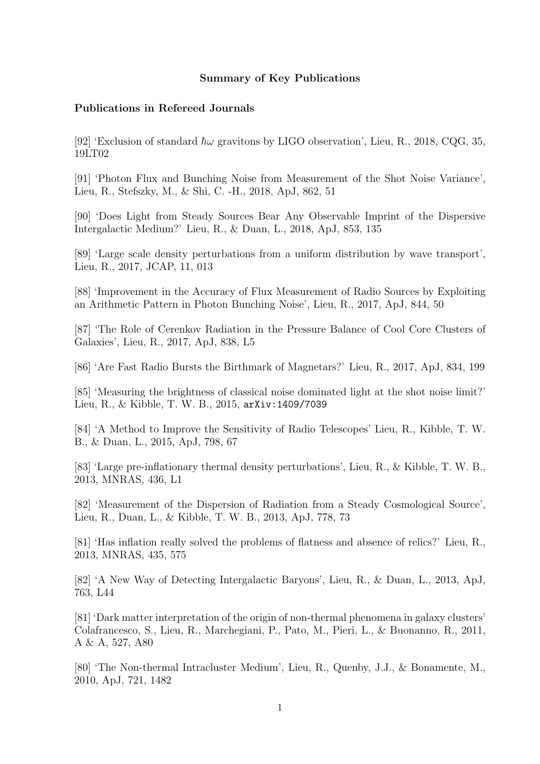**Summary of Key Publications**

**Publications in Refereed Journals**

[92] 'Exclusion of standard $\hbar\omega$ gravitons by LIGO observation', Lieu, R., 2018, CQG, 35, 19LT02

[91] 'Photon Flux and Bunching Noise from Measurement of the Shot Noise Variance', Lieu, R., Stefszky, M., & Shi, C. -H., 2018, ApJ, 862, 51

[90] 'Does Light from Steady Sources Bear Any Observable Imprint of the Dispersive Intergalactic Medium?' Lieu, R., & Duan, L., 2018, ApJ, 853, 135

[89] 'Large scale density perturbations from a uniform distribution by wave transport', Lieu, R., 2017, JCAP, 11, 013

[88] 'Improvement in the Accuracy of Flux Measurement of Radio Sources by Exploiting an Arithmetic Pattern in Photon Bunching Noise', Lieu, R., 2017, ApJ, 844, 50

[87] 'The Role of Cerenkov Radiation in the Pressure Balance of Cool Core Clusters of Galaxies', Lieu, R., 2017, ApJ, 838, L5

[86] 'Are Fast Radio Bursts the Birthmark of Magnetars?' Lieu, R., 2017, ApJ, 834, 199

[85] 'Measuring the brightness of classical noise dominated light at the shot noise limit?' Lieu, R., & Kibble, T. W. B., 2015, `arXiv:1409/7039`

[84] 'A Method to Improve the Sensitivity of Radio Telescopes' Lieu, R., Kibble, T. W. B., & Duan, L., 2015, ApJ, 798, 67

[83] 'Large pre-inflationary thermal density perturbations', Lieu, R., & Kibble, T. W. B., 2013, MNRAS, 436, L1

[82] 'Measurement of the Dispersion of Radiation from a Steady Cosmological Source', Lieu, R., Duan, L., & Kibble, T. W. B., 2013, ApJ, 778, 73

[81] 'Has inflation really solved the problems of flatness and absence of relics?' Lieu, R., 2013, MNRAS, 435, 575

[82] 'A New Way of Detecting Intergalactic Baryons', Lieu, R., & Duan, L., 2013, ApJ, 763, L44

[81] 'Dark matter interpretation of the origin of non-thermal phenomena in galaxy clusters' Colafrancesco, S., Lieu, R., Marchegiani, P., Pato, M., Pieri, L., & Buonanno, R., 2011, A & A, 527, A80

[80] 'The Non-thermal Intracluster Medium', Lieu, R., Quenby, J.J., & Bonamente, M., 2010, ApJ, 721, 1482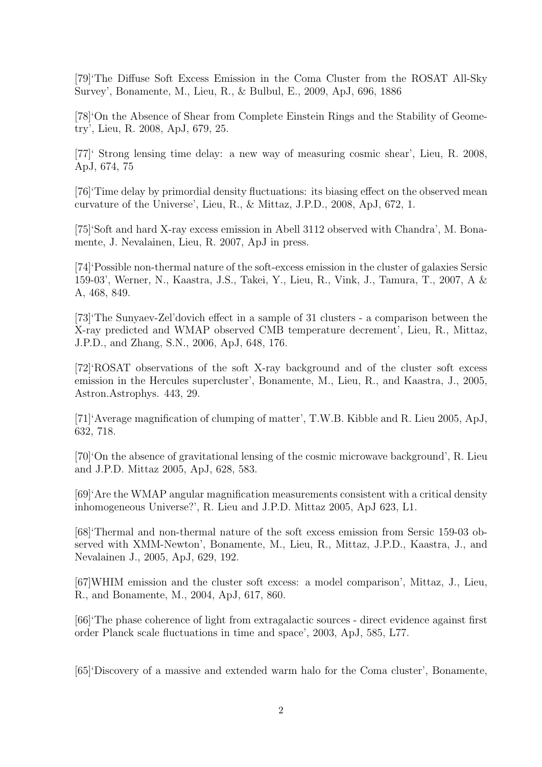[79]'The Diffuse Soft Excess Emission in the Coma Cluster from the ROSAT All-Sky Survey', Bonamente, M., Lieu, R., & Bulbul, E., 2009, ApJ, 696, 1886

[78]'On the Absence of Shear from Complete Einstein Rings and the Stability of Geometry', Lieu, R. 2008, ApJ, 679, 25.

[77]' Strong lensing time delay: a new way of measuring cosmic shear', Lieu, R. 2008, ApJ, 674, 75

[76]'Time delay by primordial density fluctuations: its biasing effect on the observed mean curvature of the Universe', Lieu, R., & Mittaz, J.P.D., 2008, ApJ, 672, 1.

[75]'Soft and hard X-ray excess emission in Abell 3112 observed with Chandra', M. Bonamente, J. Nevalainen, Lieu, R. 2007, ApJ in press.

[74]'Possible non-thermal nature of the soft-excess emission in the cluster of galaxies Sersic 159-03', Werner, N., Kaastra, J.S., Takei, Y., Lieu, R., Vink, J., Tamura, T., 2007, A & A, 468, 849.

[73]'The Sunyaev-Zel'dovich effect in a sample of 31 clusters - a comparison between the X-ray predicted and WMAP observed CMB temperature decrement', Lieu, R., Mittaz, J.P.D., and Zhang, S.N., 2006, ApJ, 648, 176.

[72]'ROSAT observations of the soft X-ray background and of the cluster soft excess emission in the Hercules supercluster', Bonamente, M., Lieu, R., and Kaastra, J., 2005, Astron.Astrophys. 443, 29.

[71]'Average magnification of clumping of matter', T.W.B. Kibble and R. Lieu 2005, ApJ, 632, 718.

[70]'On the absence of gravitational lensing of the cosmic microwave background', R. Lieu and J.P.D. Mittaz 2005, ApJ, 628, 583.

[69]'Are the WMAP angular magnification measurements consistent with a critical density inhomogeneous Universe?', R. Lieu and J.P.D. Mittaz 2005, ApJ 623, L1.

[68]'Thermal and non-thermal nature of the soft excess emission from Sersic 159-03 observed with XMM-Newton', Bonamente, M., Lieu, R., Mittaz, J.P.D., Kaastra, J., and Nevalainen J., 2005, ApJ, 629, 192.

[67]WHIM emission and the cluster soft excess: a model comparison', Mittaz, J., Lieu, R., and Bonamente, M., 2004, ApJ, 617, 860.

[66]'The phase coherence of light from extragalactic sources - direct evidence against first order Planck scale fluctuations in time and space', 2003, ApJ, 585, L77.

[65]'Discovery of a massive and extended warm halo for the Coma cluster', Bonamente,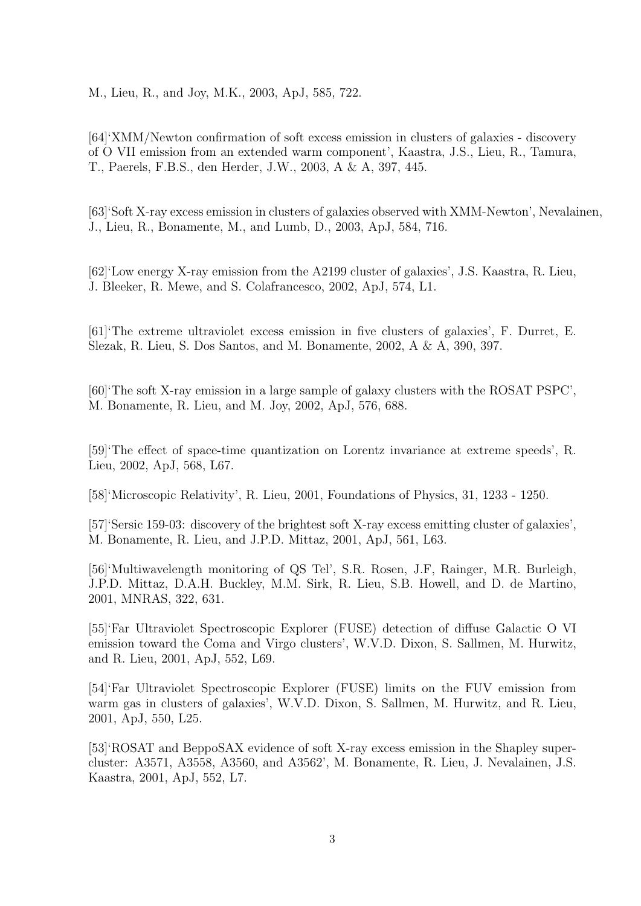M., Lieu, R., and Joy, M.K., 2003, ApJ, 585, 722.

[64]'XMM/Newton confirmation of soft excess emission in clusters of galaxies - discovery of O VII emission from an extended warm component', Kaastra, J.S., Lieu, R., Tamura, T., Paerels, F.B.S., den Herder, J.W., 2003, A & A, 397, 445.

[63]'Soft X-ray excess emission in clusters of galaxies observed with XMM-Newton', Nevalainen, J., Lieu, R., Bonamente, M., and Lumb, D., 2003, ApJ, 584, 716.

[62]'Low energy X-ray emission from the A2199 cluster of galaxies', J.S. Kaastra, R. Lieu, J. Bleeker, R. Mewe, and S. Colafrancesco, 2002, ApJ, 574, L1.

[61]'The extreme ultraviolet excess emission in five clusters of galaxies', F. Durret, E. Slezak, R. Lieu, S. Dos Santos, and M. Bonamente, 2002, A & A, 390, 397.

[60]'The soft X-ray emission in a large sample of galaxy clusters with the ROSAT PSPC', M. Bonamente, R. Lieu, and M. Joy, 2002, ApJ, 576, 688.

[59]'The effect of space-time quantization on Lorentz invariance at extreme speeds', R. Lieu, 2002, ApJ, 568, L67.

[58]'Microscopic Relativity', R. Lieu, 2001, Foundations of Physics, 31, 1233 - 1250.

[57]'Sersic 159-03: discovery of the brightest soft X-ray excess emitting cluster of galaxies', M. Bonamente, R. Lieu, and J.P.D. Mittaz, 2001, ApJ, 561, L63.

[56]'Multiwavelength monitoring of QS Tel', S.R. Rosen, J.F, Rainger, M.R. Burleigh, J.P.D. Mittaz, D.A.H. Buckley, M.M. Sirk, R. Lieu, S.B. Howell, and D. de Martino, 2001, MNRAS, 322, 631.

[55]'Far Ultraviolet Spectroscopic Explorer (FUSE) detection of diffuse Galactic O VI emission toward the Coma and Virgo clusters', W.V.D. Dixon, S. Sallmen, M. Hurwitz, and R. Lieu, 2001, ApJ, 552, L69.

[54]'Far Ultraviolet Spectroscopic Explorer (FUSE) limits on the FUV emission from warm gas in clusters of galaxies', W.V.D. Dixon, S. Sallmen, M. Hurwitz, and R. Lieu, 2001, ApJ, 550, L25.

[53]'ROSAT and BeppoSAX evidence of soft X-ray excess emission in the Shapley supercluster: A3571, A3558, A3560, and A3562', M. Bonamente, R. Lieu, J. Nevalainen, J.S. Kaastra, 2001, ApJ, 552, L7.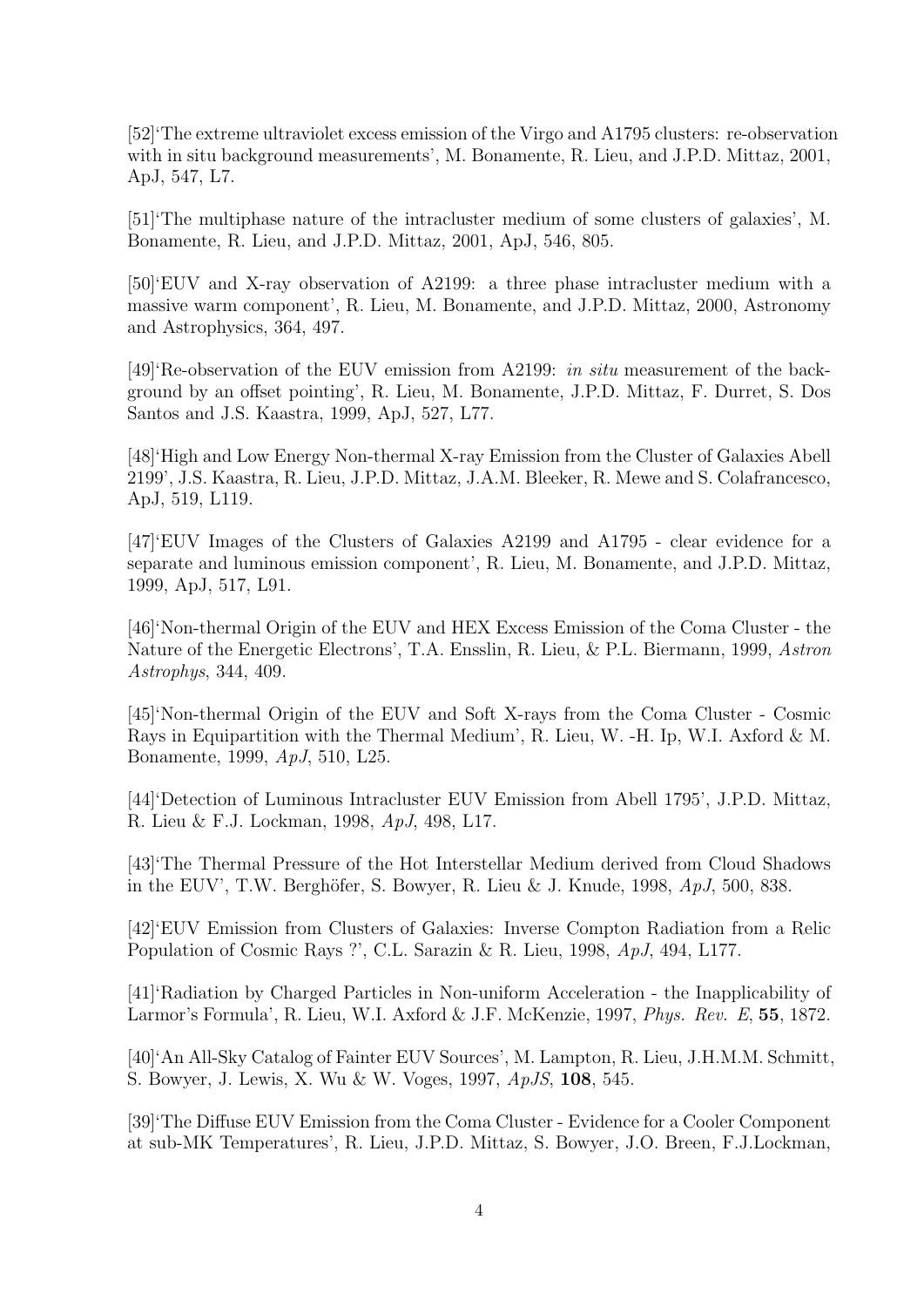[52]'The extreme ultraviolet excess emission of the Virgo and A1795 clusters: re-observation with in situ background measurements', M. Bonamente, R. Lieu, and J.P.D. Mittaz, 2001, ApJ, 547, L7.

[51]'The multiphase nature of the intracluster medium of some clusters of galaxies', M. Bonamente, R. Lieu, and J.P.D. Mittaz, 2001, ApJ, 546, 805.

[50]'EUV and X-ray observation of A2199: a three phase intracluster medium with a massive warm component', R. Lieu, M. Bonamente, and J.P.D. Mittaz, 2000, Astronomy and Astrophysics, 364, 497.

[49]'Re-observation of the EUV emission from A2199: *in situ* measurement of the background by an offset pointing', R. Lieu, M. Bonamente, J.P.D. Mittaz, F. Durret, S. Dos Santos and J.S. Kaastra, 1999, ApJ, 527, L77.

[48]'High and Low Energy Non-thermal X-ray Emission from the Cluster of Galaxies Abell 2199', J.S. Kaastra, R. Lieu, J.P.D. Mittaz, J.A.M. Bleeker, R. Mewe and S. Colafrancesco, ApJ, 519, L119.

[47]'EUV Images of the Clusters of Galaxies A2199 and A1795 - clear evidence for a separate and luminous emission component', R. Lieu, M. Bonamente, and J.P.D. Mittaz, 1999, ApJ, 517, L91.

[46]'Non-thermal Origin of the EUV and HEX Excess Emission of the Coma Cluster - the Nature of the Energetic Electrons', T.A. Ensslin, R. Lieu, & P.L. Biermann, 1999, *Astron Astrophys*, 344, 409.

[45]'Non-thermal Origin of the EUV and Soft X-rays from the Coma Cluster - Cosmic Rays in Equipartition with the Thermal Medium', R. Lieu, W. -H. Ip, W.I. Axford & M. Bonamente, 1999, *ApJ*, 510, L25.

[44]'Detection of Luminous Intracluster EUV Emission from Abell 1795', J.P.D. Mittaz, R. Lieu & F.J. Lockman, 1998, *ApJ*, 498, L17.

[43]'The Thermal Pressure of the Hot Interstellar Medium derived from Cloud Shadows in the EUV', T.W. Berghöfer, S. Bowyer, R. Lieu & J. Knude, 1998, *ApJ*, 500, 838.

[42]'EUV Emission from Clusters of Galaxies: Inverse Compton Radiation from a Relic Population of Cosmic Rays ?', C.L. Sarazin & R. Lieu, 1998, *ApJ*, 494, L177.

[41]'Radiation by Charged Particles in Non-uniform Acceleration - the Inapplicability of Larmor's Formula', R. Lieu, W.I. Axford & J.F. McKenzie, 1997, *Phys. Rev. E*, **55**, 1872.

[40]'An All-Sky Catalog of Fainter EUV Sources', M. Lampton, R. Lieu, J.H.M.M. Schmitt, S. Bowyer, J. Lewis, X. Wu & W. Voges, 1997, *ApJS*, **108**, 545.

[39]'The Diffuse EUV Emission from the Coma Cluster - Evidence for a Cooler Component at sub-MK Temperatures', R. Lieu, J.P.D. Mittaz, S. Bowyer, J.O. Breen, F.J.Lockman,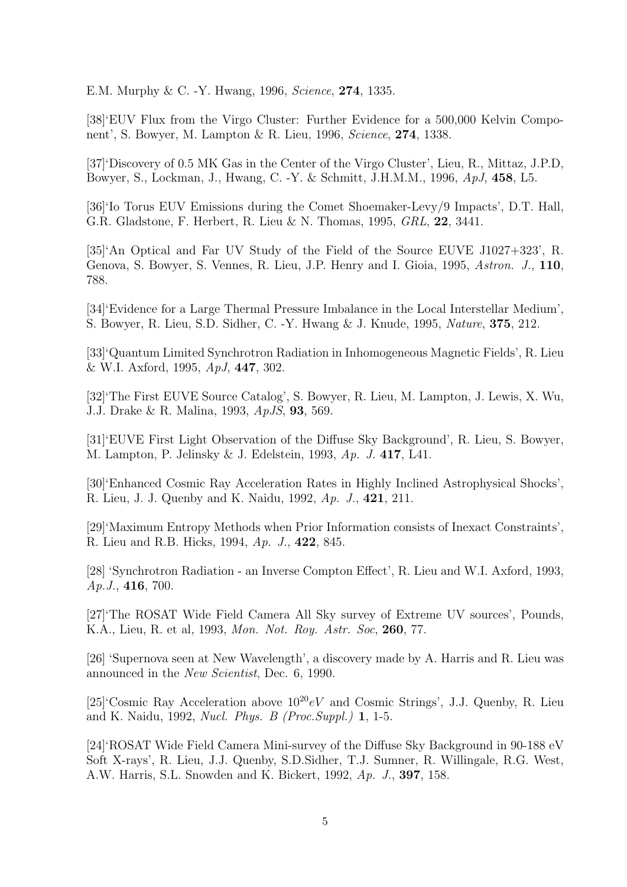E.M. Murphy & C. -Y. Hwang, 1996, *Science*, **274**, 1335.

[38]'EUV Flux from the Virgo Cluster: Further Evidence for a 500,000 Kelvin Component', S. Bowyer, M. Lampton & R. Lieu, 1996, *Science*, **274**, 1338.

[37]'Discovery of 0.5 MK Gas in the Center of the Virgo Cluster', Lieu, R., Mittaz, J.P.D, Bowyer, S., Lockman, J., Hwang, C. -Y. & Schmitt, J.H.M.M., 1996, *ApJ*, **458**, L5.

[36]'Io Torus EUV Emissions during the Comet Shoemaker-Levy/9 Impacts', D.T. Hall, G.R. Gladstone, F. Herbert, R. Lieu & N. Thomas, 1995, *GRL*, **22**, 3441.

[35]'An Optical and Far UV Study of the Field of the Source EUVE J1027+323', R. Genova, S. Bowyer, S. Vennes, R. Lieu, J.P. Henry and I. Gioia, 1995, *Astron. J.*, **110**, 788.

[34]'Evidence for a Large Thermal Pressure Imbalance in the Local Interstellar Medium', S. Bowyer, R. Lieu, S.D. Sidher, C. -Y. Hwang & J. Knude, 1995, *Nature*, **375**, 212.

[33]'Quantum Limited Synchrotron Radiation in Inhomogeneous Magnetic Fields', R. Lieu & W.I. Axford, 1995, *ApJ*, **447**, 302.

[32]'The First EUVE Source Catalog', S. Bowyer, R. Lieu, M. Lampton, J. Lewis, X. Wu, J.J. Drake & R. Malina, 1993, *ApJS*, **93**, 569.

[31]'EUVE First Light Observation of the Diffuse Sky Background', R. Lieu, S. Bowyer, M. Lampton, P. Jelinsky & J. Edelstein, 1993, *Ap. J.* **417**, L41.

[30]'Enhanced Cosmic Ray Acceleration Rates in Highly Inclined Astrophysical Shocks', R. Lieu, J. J. Quenby and K. Naidu, 1992, *Ap. J.*, **421**, 211.

[29]'Maximum Entropy Methods when Prior Information consists of Inexact Constraints', R. Lieu and R.B. Hicks, 1994, *Ap. J.*, **422**, 845.

[28] 'Synchrotron Radiation - an Inverse Compton Effect', R. Lieu and W.I. Axford, 1993, *Ap.J.*, **416**, 700.

[27]'The ROSAT Wide Field Camera All Sky survey of Extreme UV sources', Pounds, K.A., Lieu, R. et al, 1993, *Mon. Not. Roy. Astr. Soc*, **260**, 77.

[26] 'Supernova seen at New Wavelength', a discovery made by A. Harris and R. Lieu was announced in the *New Scientist*, Dec. 6, 1990.

[25]'Cosmic Ray Acceleration above $10^{20} eV$ and Cosmic Strings', J.J. Quenby, R. Lieu and K. Naidu, 1992, *Nucl. Phys. B (Proc.Suppl.)* **1**, 1-5.

[24]'ROSAT Wide Field Camera Mini-survey of the Diffuse Sky Background in 90-188 eV Soft X-rays', R. Lieu, J.J. Quenby, S.D.Sidher, T.J. Sumner, R. Willingale, R.G. West, A.W. Harris, S.L. Snowden and K. Bickert, 1992, *Ap. J.*, **397**, 158.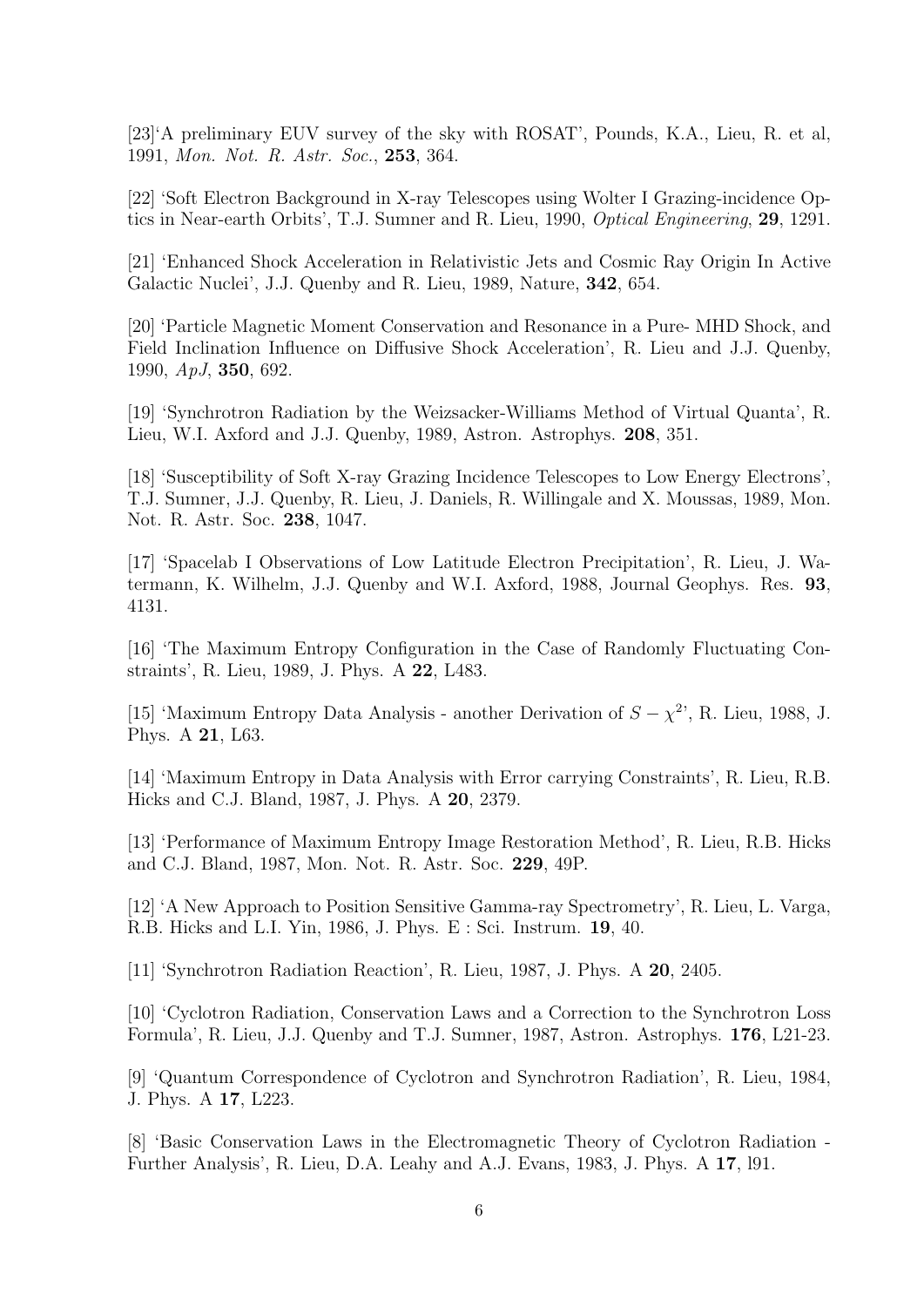[23]'A preliminary EUV survey of the sky with ROSAT', Pounds, K.A., Lieu, R. et al, 1991, *Mon. Not. R. Astr. Soc.*, **253**, 364.

[22] 'Soft Electron Background in X-ray Telescopes using Wolter I Grazing-incidence Optics in Near-earth Orbits', T.J. Sumner and R. Lieu, 1990, *Optical Engineering*, **29**, 1291.

[21] 'Enhanced Shock Acceleration in Relativistic Jets and Cosmic Ray Origin In Active Galactic Nuclei', J.J. Quenby and R. Lieu, 1989, Nature, **342**, 654.

[20] 'Particle Magnetic Moment Conservation and Resonance in a Pure- MHD Shock, and Field Inclination Influence on Diffusive Shock Acceleration', R. Lieu and J.J. Quenby, 1990, *ApJ*, **350**, 692.

[19] 'Synchrotron Radiation by the Weizsacker-Williams Method of Virtual Quanta', R. Lieu, W.I. Axford and J.J. Quenby, 1989, Astron. Astrophys. **208**, 351.

[18] 'Susceptibility of Soft X-ray Grazing Incidence Telescopes to Low Energy Electrons', T.J. Sumner, J.J. Quenby, R. Lieu, J. Daniels, R. Willingale and X. Moussas, 1989, Mon. Not. R. Astr. Soc. **238**, 1047.

[17] 'Spacelab I Observations of Low Latitude Electron Precipitation', R. Lieu, J. Watermann, K. Wilhelm, J.J. Quenby and W.I. Axford, 1988, Journal Geophys. Res. **93**, 4131.

[16] 'The Maximum Entropy Configuration in the Case of Randomly Fluctuating Constraints', R. Lieu, 1989, J. Phys. A **22**, L483.

[15] 'Maximum Entropy Data Analysis - another Derivation of $S - \chi^2$', R. Lieu, 1988, J. Phys. A **21**, L63.

[14] 'Maximum Entropy in Data Analysis with Error carrying Constraints', R. Lieu, R.B. Hicks and C.J. Bland, 1987, J. Phys. A **20**, 2379.

[13] 'Performance of Maximum Entropy Image Restoration Method', R. Lieu, R.B. Hicks and C.J. Bland, 1987, Mon. Not. R. Astr. Soc. **229**, 49P.

[12] 'A New Approach to Position Sensitive Gamma-ray Spectrometry', R. Lieu, L. Varga, R.B. Hicks and L.I. Yin, 1986, J. Phys. E : Sci. Instrum. **19**, 40.

[11] 'Synchrotron Radiation Reaction', R. Lieu, 1987, J. Phys. A **20**, 2405.

[10] 'Cyclotron Radiation, Conservation Laws and a Correction to the Synchrotron Loss Formula', R. Lieu, J.J. Quenby and T.J. Sumner, 1987, Astron. Astrophys. **176**, L21-23.

[9] 'Quantum Correspondence of Cyclotron and Synchrotron Radiation', R. Lieu, 1984, J. Phys. A **17**, L223.

[8] 'Basic Conservation Laws in the Electromagnetic Theory of Cyclotron Radiation - Further Analysis', R. Lieu, D.A. Leahy and A.J. Evans, 1983, J. Phys. A **17**, l91.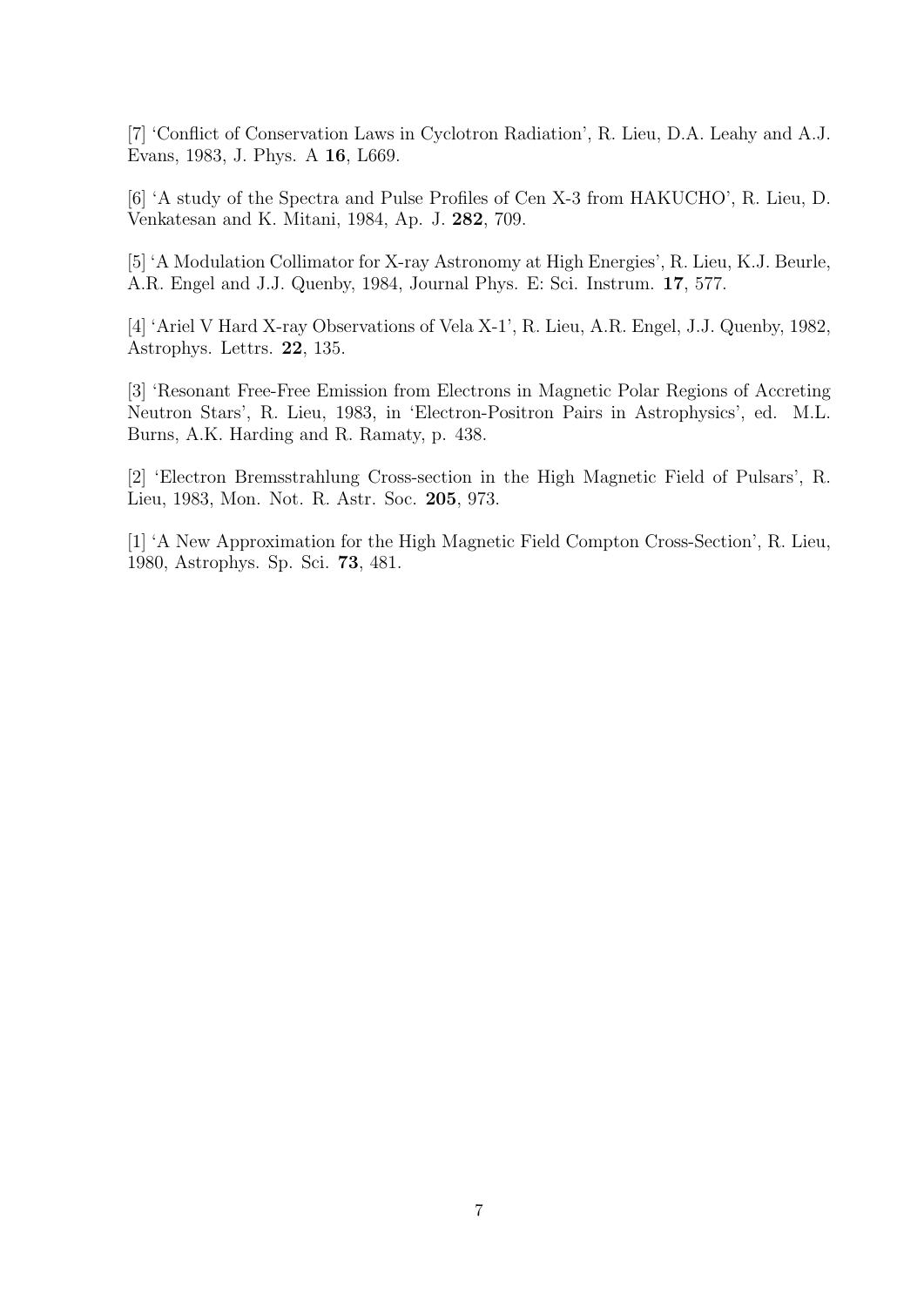[7] 'Conflict of Conservation Laws in Cyclotron Radiation', R. Lieu, D.A. Leahy and A.J. Evans, 1983, J. Phys. A **16**, L669.

[6] 'A study of the Spectra and Pulse Profiles of Cen X-3 from HAKUCHO', R. Lieu, D. Venkatesan and K. Mitani, 1984, Ap. J. **282**, 709.

[5] 'A Modulation Collimator for X-ray Astronomy at High Energies', R. Lieu, K.J. Beurle, A.R. Engel and J.J. Quenby, 1984, Journal Phys. E: Sci. Instrum. **17**, 577.

[4] 'Ariel V Hard X-ray Observations of Vela X-1', R. Lieu, A.R. Engel, J.J. Quenby, 1982, Astrophys. Lettrs. **22**, 135.

[3] 'Resonant Free-Free Emission from Electrons in Magnetic Polar Regions of Accreting Neutron Stars', R. Lieu, 1983, in 'Electron-Positron Pairs in Astrophysics', ed. M.L. Burns, A.K. Harding and R. Ramaty, p. 438.

[2] 'Electron Bremsstrahlung Cross-section in the High Magnetic Field of Pulsars', R. Lieu, 1983, Mon. Not. R. Astr. Soc. **205**, 973.

[1] 'A New Approximation for the High Magnetic Field Compton Cross-Section', R. Lieu, 1980, Astrophys. Sp. Sci. **73**, 481.